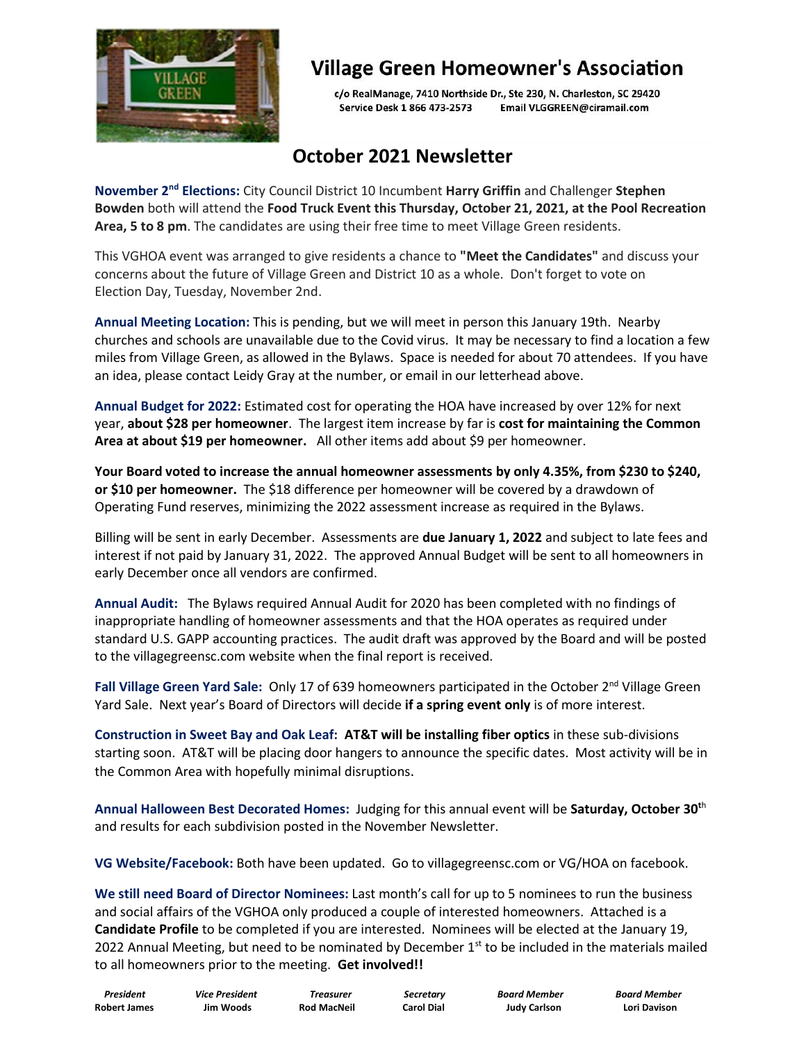# Village Green Homeowner's Association

c/o RealManage, 7410 Northside Dr., Ste 230, N. Charleston, SC 29420
Service Desk 1 866 473-2573 Email VLGGREEN@ciramail.com

## October 2021 Newsletter

**November 2nd Elections:** City Council District 10 Incumbent **Harry Griffin** and Challenger **Stephen Bowden** both will attend the **Food Truck Event this Thursday, October 21, 2021, at the Pool Recreation Area, 5 to 8 pm**. The candidates are using their free time to meet Village Green residents.

This VGHOA event was arranged to give residents a chance to **"Meet the Candidates"** and discuss your concerns about the future of Village Green and District 10 as a whole. Don't forget to vote on Election Day, Tuesday, November 2nd.

**Annual Meeting Location:** This is pending, but we will meet in person this January 19th. Nearby churches and schools are unavailable due to the Covid virus. It may be necessary to find a location a few miles from Village Green, as allowed in the Bylaws. Space is needed for about 70 attendees. If you have an idea, please contact Leidy Gray at the number, or email in our letterhead above.

**Annual Budget for 2022:** Estimated cost for operating the HOA have increased by over 12% for next year, **about $28 per homeowner**. The largest item increase by far is **cost for maintaining the Common Area at about $19 per homeowner.** All other items add about $9 per homeowner.

**Your Board voted to increase the annual homeowner assessments by only 4.35%, from $230 to $240, or $10 per homeowner.** The $18 difference per homeowner will be covered by a drawdown of Operating Fund reserves, minimizing the 2022 assessment increase as required in the Bylaws.

Billing will be sent in early December. Assessments are **due January 1, 2022** and subject to late fees and interest if not paid by January 31, 2022. The approved Annual Budget will be sent to all homeowners in early December once all vendors are confirmed.

**Annual Audit:** The Bylaws required Annual Audit for 2020 has been completed with no findings of inappropriate handling of homeowner assessments and that the HOA operates as required under standard U.S. GAPP accounting practices. The audit draft was approved by the Board and will be posted to the villagegreensc.com website when the final report is received.

**Fall Village Green Yard Sale:** Only 17 of 639 homeowners participated in the October 2nd Village Green Yard Sale. Next year's Board of Directors will decide **if a spring event only** is of more interest.

**Construction in Sweet Bay and Oak Leaf:** **AT&T will be installing fiber optics** in these sub-divisions starting soon. AT&T will be placing door hangers to announce the specific dates. Most activity will be in the Common Area with hopefully minimal disruptions.

**Annual Halloween Best Decorated Homes:** Judging for this annual event will be **Saturday, October 30th** and results for each subdivision posted in the November Newsletter.

**VG Website/Facebook:** Both have been updated. Go to villagegreensc.com or VG/HOA on facebook.

**We still need Board of Director Nominees:** Last month's call for up to 5 nominees to run the business and social affairs of the VGHOA only produced a couple of interested homeowners. Attached is a **Candidate Profile** to be completed if you are interested. Nominees will be elected at the January 19, 2022 Annual Meeting, but need to be nominated by December 1st to be included in the materials mailed to all homeowners prior to the meeting. **Get involved!!**

| *President* | *Vice President* | *Treasurer* | *Secretary* | *Board Member* | *Board Member* |
|---|---|---|---|---|---|
| **Robert James** | **Jim Woods** | **Rod MacNeil** | **Carol Dial** | **Judy Carlson** | **Lori Davison** |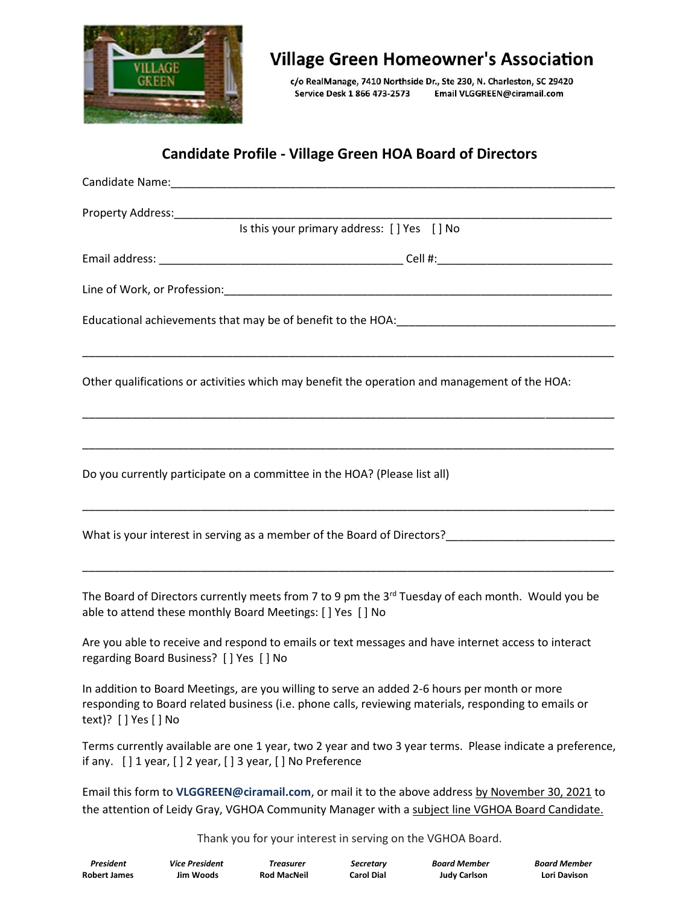# Village Green Homeowner's Association

**c/o RealManage, 7410 Northside Dr., Ste 230, N. Charleston, SC 29420**
**Service Desk 1 866 473-2573 Email VLGGREEN@ciramail.com**

## Candidate Profile - Village Green HOA Board of Directors

Candidate Name:_______________________________________________________________________

Property Address:______________________________________________________________________

Is this your primary address: [ ] Yes [ ] No

Email address: ________________________________________ Cell #:____________________________

Line of Work, or Profession:_______________________________________________________________

Educational achievements that may be of benefit to the HOA:___________________________________

_____________________________________________________________________________________

Other qualifications or activities which may benefit the operation and management of the HOA:

_____________________________________________________________________________________

_____________________________________________________________________________________

Do you currently participate on a committee in the HOA? (Please list all)

_____________________________________________________________________________________

What is your interest in serving as a member of the Board of Directors?___________________________

_____________________________________________________________________________________

The Board of Directors currently meets from 7 to 9 pm the 3rd Tuesday of each month. Would you be able to attend these monthly Board Meetings: [ ] Yes [ ] No

Are you able to receive and respond to emails or text messages and have internet access to interact regarding Board Business? [ ] Yes [ ] No

In addition to Board Meetings, are you willing to serve an added 2-6 hours per month or more responding to Board related business (i.e. phone calls, reviewing materials, responding to emails or text)? [ ] Yes [ ] No

Terms currently available are one 1 year, two 2 year and two 3 year terms. Please indicate a preference, if any. [ ] 1 year, [ ] 2 year, [ ] 3 year, [ ] No Preference

Email this form to **VLGGREEN@ciramail.com**, or mail it to the above address by November 30, 2021 to the attention of Leidy Gray, VGHOA Community Manager with a subject line VGHOA Board Candidate.

Thank you for your interest in serving on the VGHOA Board.

| | | | | | |
|---|---|---|---|---|---|
| ***President*** | ***Vice President*** | ***Treasurer*** | ***Secretary*** | ***Board Member*** | ***Board Member*** |
| **Robert James** | **Jim Woods** | **Rod MacNeil** | **Carol Dial** | **Judy Carlson** | **Lori Davison** |